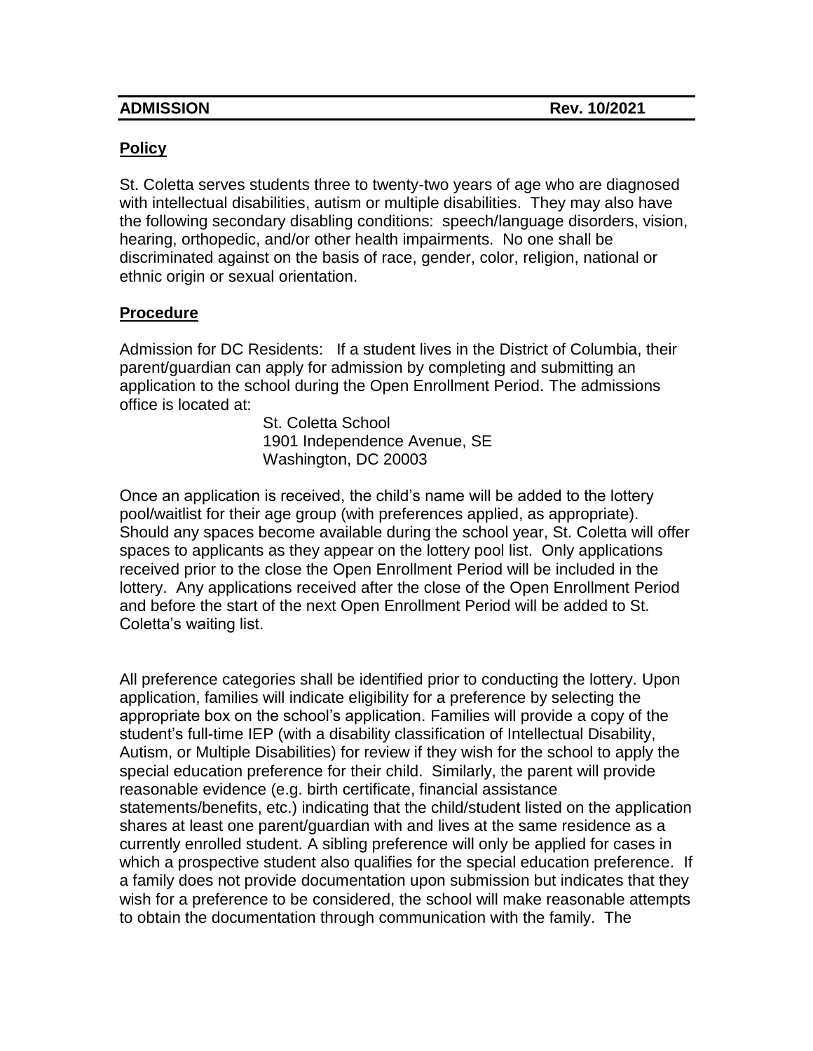**ADMISSION** **Rev. 10/2021**

## Policy

St. Coletta serves students three to twenty-two years of age who are diagnosed with intellectual disabilities, autism or multiple disabilities. They may also have the following secondary disabling conditions: speech/language disorders, vision, hearing, orthopedic, and/or other health impairments. No one shall be discriminated against on the basis of race, gender, color, religion, national or ethnic origin or sexual orientation.

## Procedure

Admission for DC Residents: If a student lives in the District of Columbia, their parent/guardian can apply for admission by completing and submitting an application to the school during the Open Enrollment Period. The admissions office is located at:

St. Coletta School
1901 Independence Avenue, SE
Washington, DC 20003

Once an application is received, the child's name will be added to the lottery pool/waitlist for their age group (with preferences applied, as appropriate). Should any spaces become available during the school year, St. Coletta will offer spaces to applicants as they appear on the lottery pool list. Only applications received prior to the close the Open Enrollment Period will be included in the lottery. Any applications received after the close of the Open Enrollment Period and before the start of the next Open Enrollment Period will be added to St. Coletta's waiting list.

All preference categories shall be identified prior to conducting the lottery. Upon application, families will indicate eligibility for a preference by selecting the appropriate box on the school's application. Families will provide a copy of the student's full-time IEP (with a disability classification of Intellectual Disability, Autism, or Multiple Disabilities) for review if they wish for the school to apply the special education preference for their child. Similarly, the parent will provide reasonable evidence (e.g. birth certificate, financial assistance statements/benefits, etc.) indicating that the child/student listed on the application shares at least one parent/guardian with and lives at the same residence as a currently enrolled student. A sibling preference will only be applied for cases in which a prospective student also qualifies for the special education preference. If a family does not provide documentation upon submission but indicates that they wish for a preference to be considered, the school will make reasonable attempts to obtain the documentation through communication with the family. The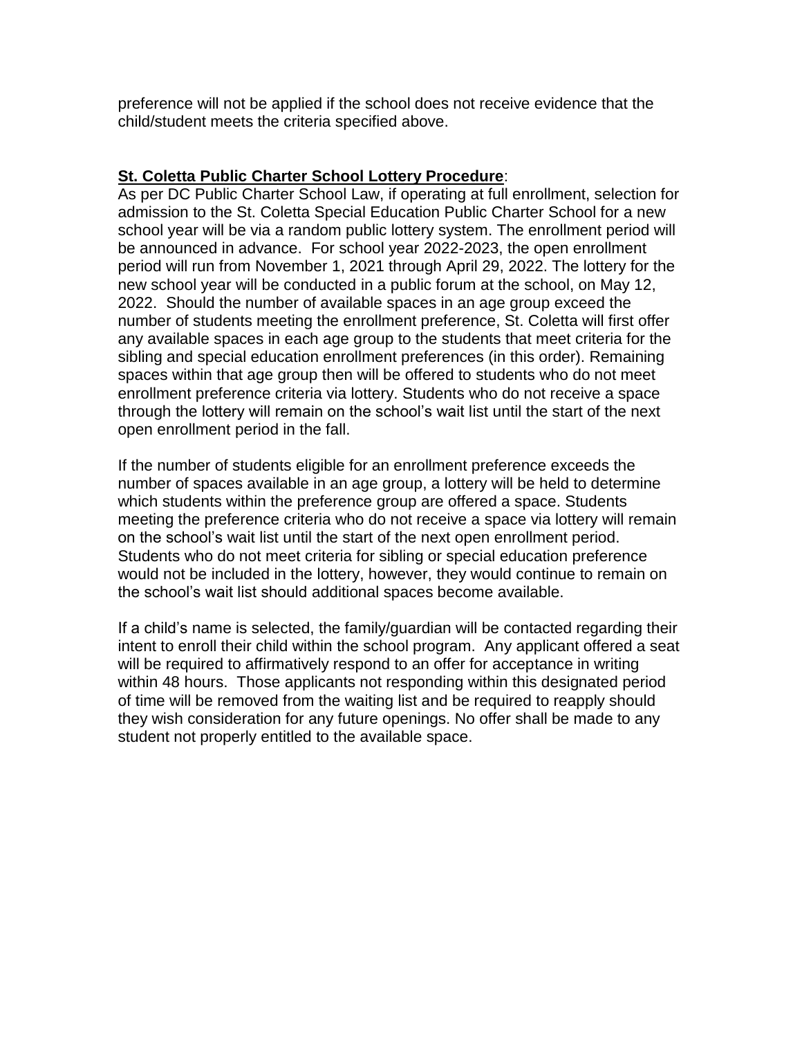preference will not be applied if the school does not receive evidence that the child/student meets the criteria specified above.

**St. Coletta Public Charter School Lottery Procedure**:

As per DC Public Charter School Law, if operating at full enrollment, selection for admission to the St. Coletta Special Education Public Charter School for a new school year will be via a random public lottery system. The enrollment period will be announced in advance. For school year 2022-2023, the open enrollment period will run from November 1, 2021 through April 29, 2022. The lottery for the new school year will be conducted in a public forum at the school, on May 12, 2022. Should the number of available spaces in an age group exceed the number of students meeting the enrollment preference, St. Coletta will first offer any available spaces in each age group to the students that meet criteria for the sibling and special education enrollment preferences (in this order). Remaining spaces within that age group then will be offered to students who do not meet enrollment preference criteria via lottery. Students who do not receive a space through the lottery will remain on the school's wait list until the start of the next open enrollment period in the fall.

If the number of students eligible for an enrollment preference exceeds the number of spaces available in an age group, a lottery will be held to determine which students within the preference group are offered a space. Students meeting the preference criteria who do not receive a space via lottery will remain on the school's wait list until the start of the next open enrollment period. Students who do not meet criteria for sibling or special education preference would not be included in the lottery, however, they would continue to remain on the school's wait list should additional spaces become available.

If a child's name is selected, the family/guardian will be contacted regarding their intent to enroll their child within the school program. Any applicant offered a seat will be required to affirmatively respond to an offer for acceptance in writing within 48 hours. Those applicants not responding within this designated period of time will be removed from the waiting list and be required to reapply should they wish consideration for any future openings. No offer shall be made to any student not properly entitled to the available space.